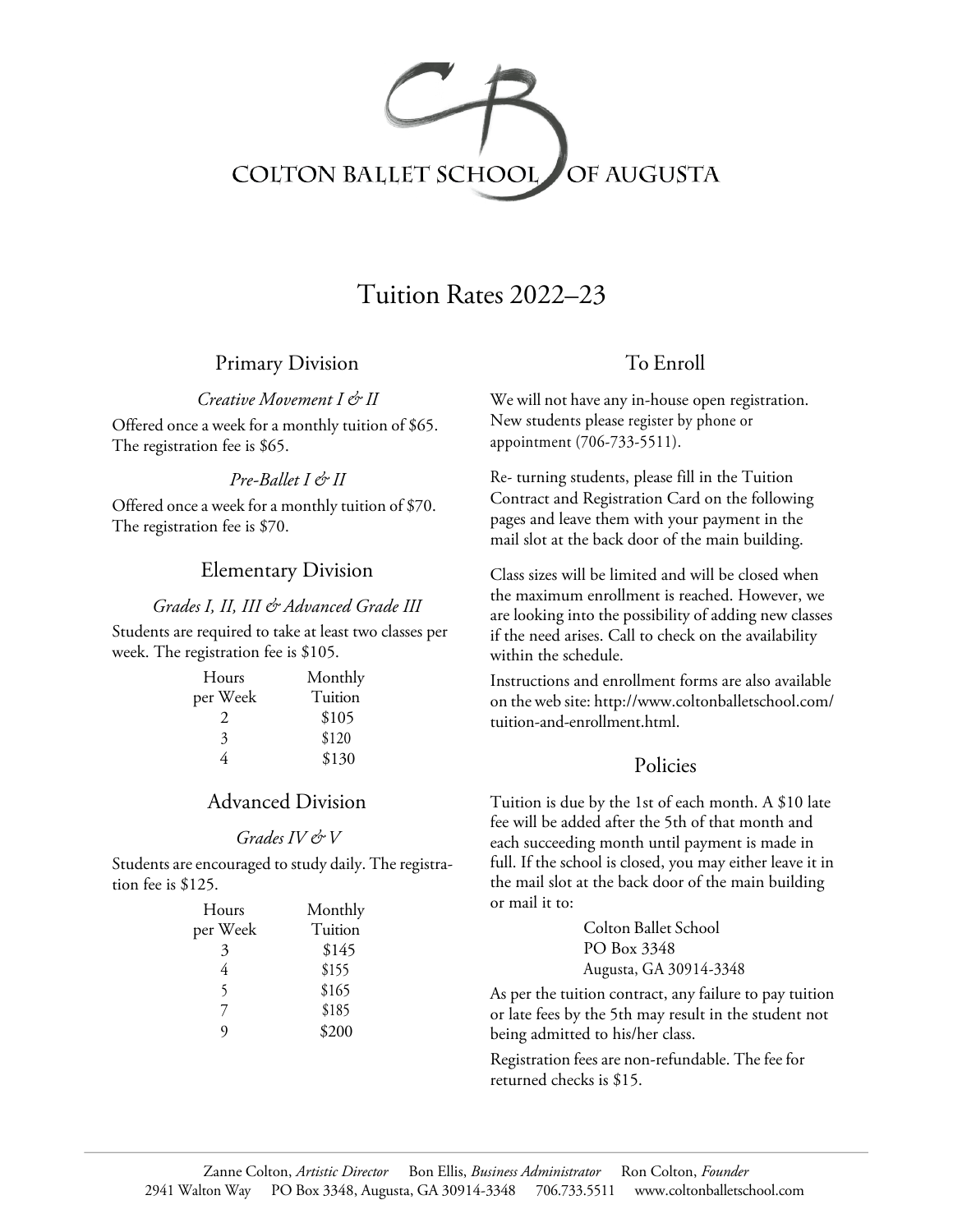# COLTON BALLET SCHOOL OF AUGUSTA

## Tuition Rates 2022–23

### Primary Division

*Creative Movement I & II*

Offered once a week for a monthly tuition of $65. The registration fee is $65.

*Pre-Ballet I & II*

Offered once a week for a monthly tuition of $70. The registration fee is $70.

### Elementary Division

*Grades I, II, III & Advanced Grade III*

Students are required to take at least two classes per week. The registration fee is $105.

| Hours per Week | Monthly Tuition |
|---|---|
| 2 | $105 |
| 3 | $120 |
| 4 | $130 |

### Advanced Division

*Grades IV & V*

Students are encouraged to study daily. The registration fee is $125.

| Hours per Week | Monthly Tuition |
|---|---|
| 3 | $145 |
| 4 | $155 |
| 5 | $165 |
| 7 | $185 |
| 9 | $200 |

### To Enroll

We will not have any in-house open registration. New students please register by phone or appointment (706-733-5511).

Re- turning students, please fill in the Tuition Contract and Registration Card on the following pages and leave them with your payment in the mail slot at the back door of the main building.

Class sizes will be limited and will be closed when the maximum enrollment is reached. However, we are looking into the possibility of adding new classes if the need arises. Call to check on the availability within the schedule.

Instructions and enrollment forms are also available on the web site: http://www.coltonballetschool.com/tuition-and-enrollment.html.

### Policies

Tuition is due by the 1st of each month. A $10 late fee will be added after the 5th of that month and each succeeding month until payment is made in full. If the school is closed, you may either leave it in the mail slot at the back door of the main building or mail it to:

Colton Ballet School
PO Box 3348
Augusta, GA 30914-3348

As per the tuition contract, any failure to pay tuition or late fees by the 5th may result in the student not being admitted to his/her class.

Registration fees are non-refundable. The fee for returned checks is $15.

---

Zanne Colton, *Artistic Director* Bon Ellis, *Business Administrator* Ron Colton, *Founder*
2941 Walton Way PO Box 3348, Augusta, GA 30914-3348 706.733.5511 www.coltonballetschool.com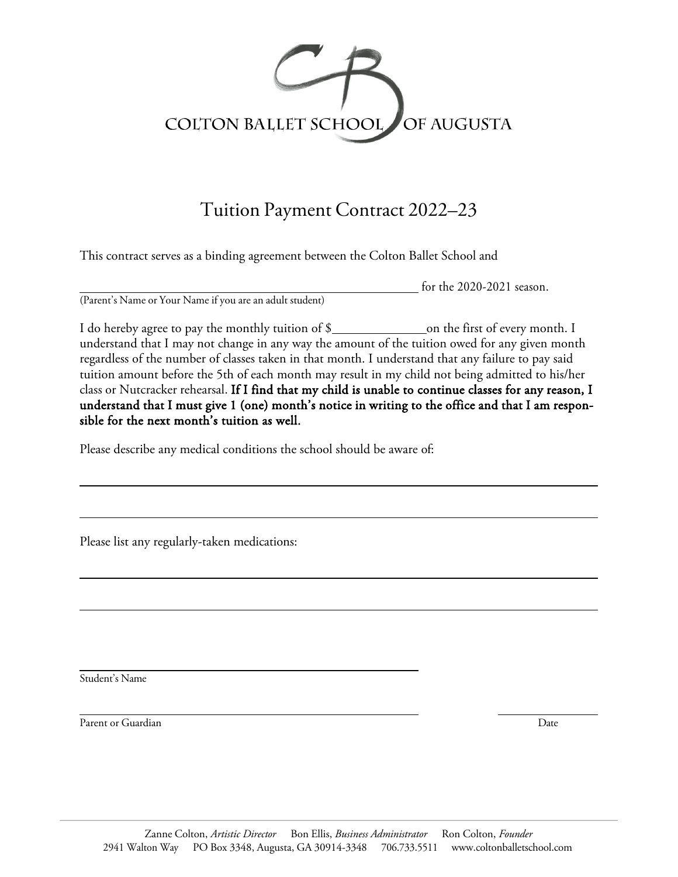COLTON BALLET SCHOOL OF AUGUSTA

# Tuition Payment Contract 2022–23

This contract serves as a binding agreement between the Colton Ballet School and

_______________________________________________ for the 2020-2021 season.
(Parent's Name or Your Name if you are an adult student)

I do hereby agree to pay the monthly tuition of $____________on the first of every month. I understand that I may not change in any way the amount of the tuition owed for any given month regardless of the number of classes taken in that month. I understand that any failure to pay said tuition amount before the 5th of each month may result in my child not being admitted to his/her class or Nutcracker rehearsal. **If I find that my child is unable to continue classes for any reason, I understand that I must give 1 (one) month's notice in writing to the office and that I am responsible for the next month's tuition as well.**

Please describe any medical conditions the school should be aware of:

_______________________________________________________________________________

_______________________________________________________________________________

Please list any regularly-taken medications:

_______________________________________________________________________________

_______________________________________________________________________________

_______________________________________________
Student's Name

_______________________________________________ ______________
Parent or Guardian Date

Zanne Colton, *Artistic Director* Bon Ellis, *Business Administrator* Ron Colton, *Founder*
2941 Walton Way PO Box 3348, Augusta, GA 30914-3348 706.733.5511 www.coltonballetschool.com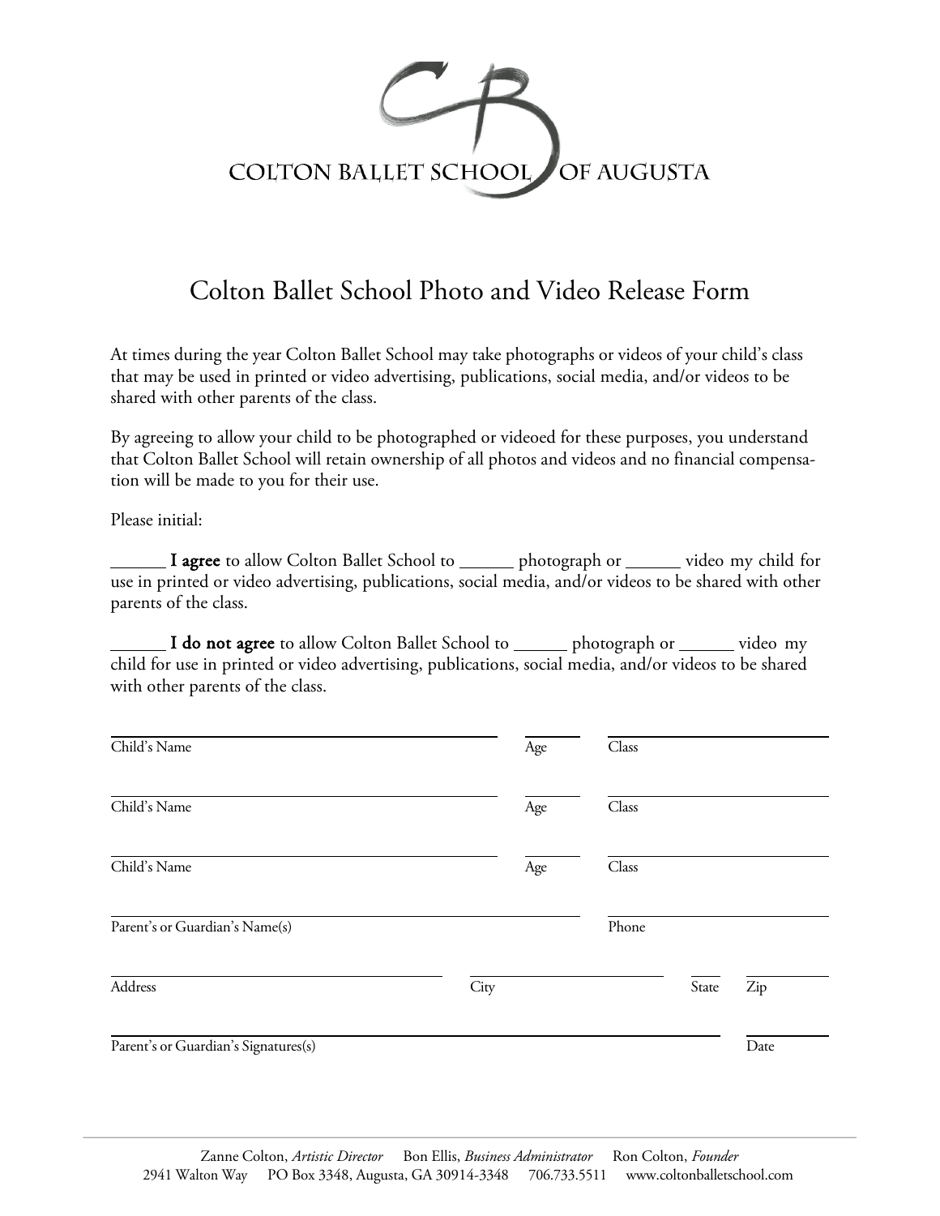COLTON BALLET SCHOOL OF AUGUSTA

# Colton Ballet School Photo and Video Release Form

At times during the year Colton Ballet School may take photographs or videos of your child's class that may be used in printed or video advertising, publications, social media, and/or videos to be shared with other parents of the class.

By agreeing to allow your child to be photographed or videoed for these purposes, you understand that Colton Ballet School will retain ownership of all photos and videos and no financial compensation will be made to you for their use.

Please initial:

______ **I agree** to allow Colton Ballet School to ______ photograph or ______ video my child for use in printed or video advertising, publications, social media, and/or videos to be shared with other parents of the class.

______ **I do not agree** to allow Colton Ballet School to ______ photograph or ______ video my child for use in printed or video advertising, publications, social media, and/or videos to be shared with other parents of the class.

Child's Name ______________________ Age ______ Class ______________________

Child's Name ______________________ Age ______ Class ______________________

Child's Name ______________________ Age ______ Class ______________________

Parent's or Guardian's Name(s) ______________________ Phone ______________________

Address ______________________ City ______________________ State ______ Zip ______

Parent's or Guardian's Signatures(s) ______________________ Date ______

Zanne Colton, *Artistic Director* Bon Ellis, *Business Administrator* Ron Colton, *Founder*
2941 Walton Way PO Box 3348, Augusta, GA 30914-3348 706.733.5511 www.coltonballetschool.com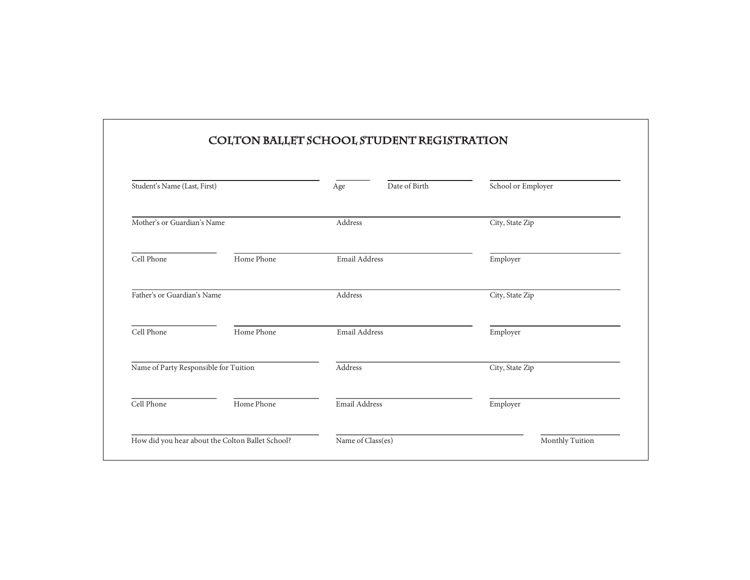# COLTON BALLET SCHOOL STUDENT REGISTRATION

| | | | |
|---|---|---|---|
| Student's Name (Last, First) | Age | Date of Birth | School or Employer |
| Mother's or Guardian's Name | Address | | City, State Zip |
| Cell Phone | Home Phone | Email Address | Employer |
| Father's or Guardian's Name | Address | | City, State Zip |
| Cell Phone | Home Phone | Email Address | Employer |
| Name of Party Responsible for Tuition | Address | | City, State Zip |
| Cell Phone | Home Phone | Email Address | Employer |
| How did you hear about the Colton Ballet School? | Name of Class(es) | | Monthly Tuition |